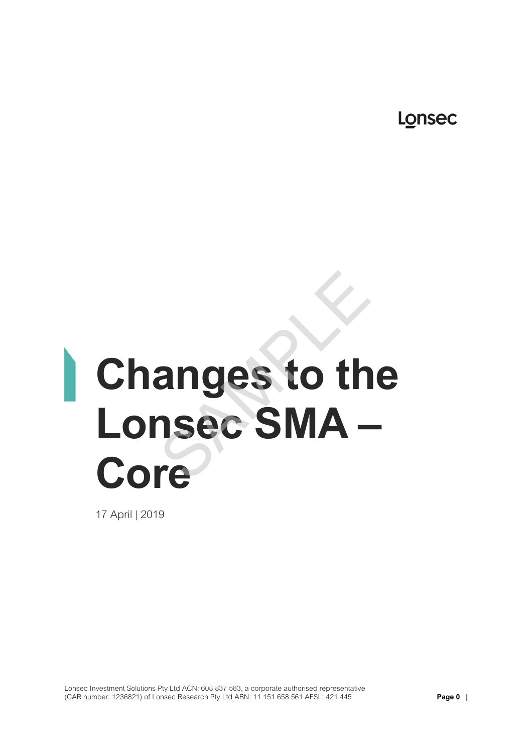Lonsec

# Changes to the Lonsec SMA – Core

17 April | 2019

Lonsec Investment Solutions Pty Ltd ACN: 608 837 583, a corporate authorised representative (CAR number: 1236821) of Lonsec Research Pty Ltd ABN: 11 151 658 561 AFSL: 421 445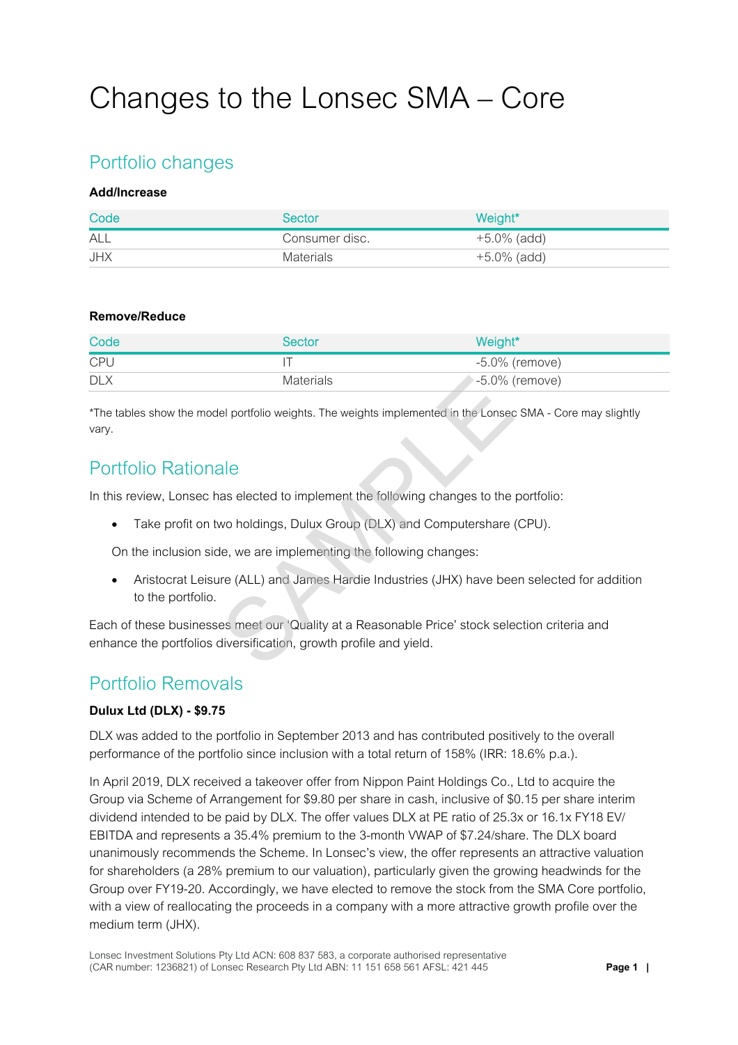# Changes to the Lonsec SMA – Core

## Portfolio changes

**Add/Increase**

| Code | Sector | Weight* |
|---|---|---|
| ALL | Consumer disc. | +5.0% (add) |
| JHX | Materials | +5.0% (add) |

**Remove/Reduce**

| Code | Sector | Weight* |
|---|---|---|
| CPU | IT | -5.0% (remove) |
| DLX | Materials | -5.0% (remove) |

*The tables show the model portfolio weights. The weights implemented in the Lonsec SMA - Core may slightly vary.

## Portfolio Rationale

In this review, Lonsec has elected to implement the following changes to the portfolio:

- Take profit on two holdings, Dulux Group (DLX) and Computershare (CPU).

On the inclusion side, we are implementing the following changes:

- Aristocrat Leisure (ALL) and James Hardie Industries (JHX) have been selected for addition to the portfolio.

Each of these businesses meet our 'Quality at a Reasonable Price' stock selection criteria and enhance the portfolios diversification, growth profile and yield.

## Portfolio Removals

**Dulux Ltd (DLX) - $9.75**

DLX was added to the portfolio in September 2013 and has contributed positively to the overall performance of the portfolio since inclusion with a total return of 158% (IRR: 18.6% p.a.).

In April 2019, DLX received a takeover offer from Nippon Paint Holdings Co., Ltd to acquire the Group via Scheme of Arrangement for $9.80 per share in cash, inclusive of $0.15 per share interim dividend intended to be paid by DLX. The offer values DLX at PE ratio of 25.3x or 16.1x FY18 EV/ EBITDA and represents a 35.4% premium to the 3-month VWAP of $7.24/share. The DLX board unanimously recommends the Scheme. In Lonsec's view, the offer represents an attractive valuation for shareholders (a 28% premium to our valuation), particularly given the growing headwinds for the Group over FY19-20. Accordingly, we have elected to remove the stock from the SMA Core portfolio, with a view of reallocating the proceeds in a company with a more attractive growth profile over the medium term (JHX).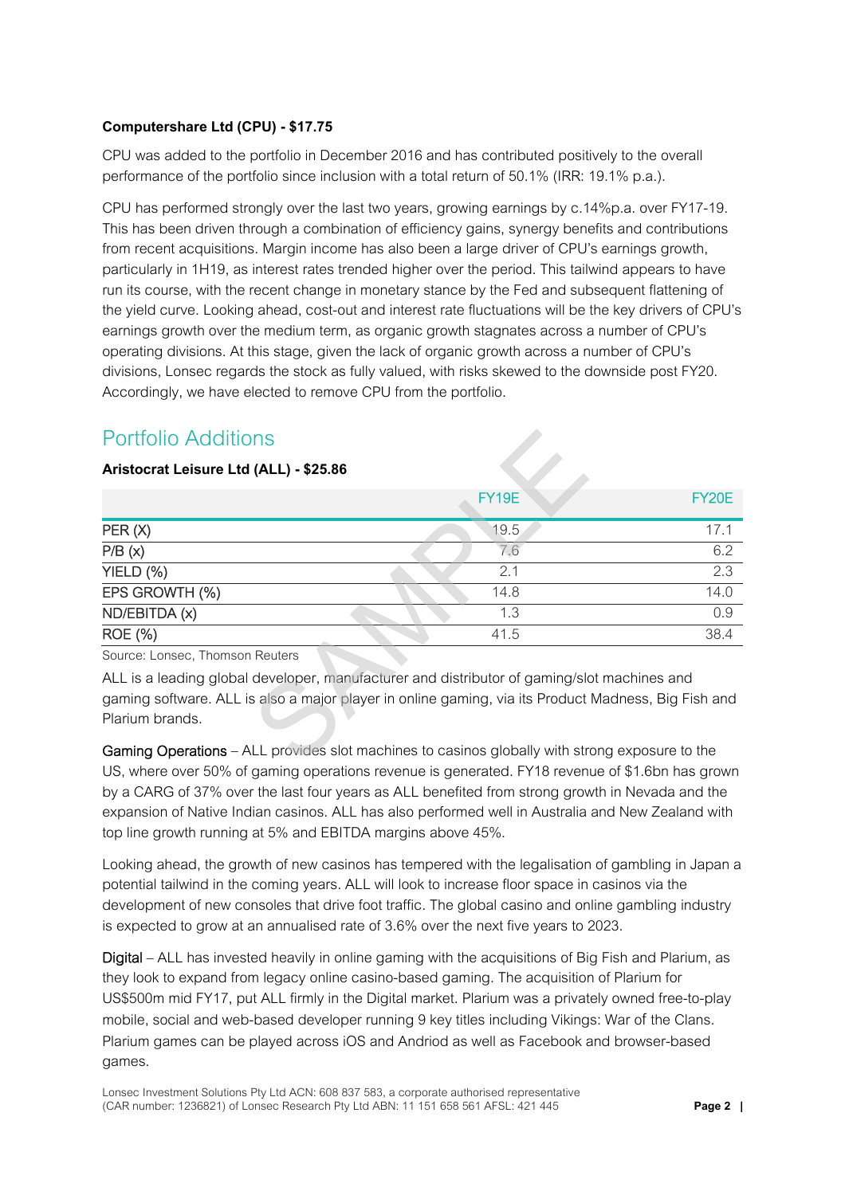**Computershare Ltd (CPU) - $17.75**

CPU was added to the portfolio in December 2016 and has contributed positively to the overall performance of the portfolio since inclusion with a total return of 50.1% (IRR: 19.1% p.a.).

CPU has performed strongly over the last two years, growing earnings by c.14%p.a. over FY17-19. This has been driven through a combination of efficiency gains, synergy benefits and contributions from recent acquisitions. Margin income has also been a large driver of CPU's earnings growth, particularly in 1H19, as interest rates trended higher over the period. This tailwind appears to have run its course, with the recent change in monetary stance by the Fed and subsequent flattening of the yield curve. Looking ahead, cost-out and interest rate fluctuations will be the key drivers of CPU's earnings growth over the medium term, as organic growth stagnates across a number of CPU's operating divisions. At this stage, given the lack of organic growth across a number of CPU's divisions, Lonsec regards the stock as fully valued, with risks skewed to the downside post FY20. Accordingly, we have elected to remove CPU from the portfolio.

## Portfolio Additions

**Aristocrat Leisure Ltd (ALL) - $25.86**

| | FY19E | FY20E |
|---|---|---|
| PER (X) | 19.5 | 17.1 |
| P/B (x) | 7.6 | 6.2 |
| YIELD (%) | 2.1 | 2.3 |
| EPS GROWTH (%) | 14.8 | 14.0 |
| ND/EBITDA (x) | 1.3 | 0.9 |
| ROE (%) | 41.5 | 38.4 |

Source: Lonsec, Thomson Reuters

ALL is a leading global developer, manufacturer and distributor of gaming/slot machines and gaming software. ALL is also a major player in online gaming, via its Product Madness, Big Fish and Plarium brands.

Gaming Operations – ALL provides slot machines to casinos globally with strong exposure to the US, where over 50% of gaming operations revenue is generated. FY18 revenue of $1.6bn has grown by a CARG of 37% over the last four years as ALL benefited from strong growth in Nevada and the expansion of Native Indian casinos. ALL has also performed well in Australia and New Zealand with top line growth running at 5% and EBITDA margins above 45%.

Looking ahead, the growth of new casinos has tempered with the legalisation of gambling in Japan a potential tailwind in the coming years. ALL will look to increase floor space in casinos via the development of new consoles that drive foot traffic. The global casino and online gambling industry is expected to grow at an annualised rate of 3.6% over the next five years to 2023.

Digital – ALL has invested heavily in online gaming with the acquisitions of Big Fish and Plarium, as they look to expand from legacy online casino-based gaming. The acquisition of Plarium for US$500m mid FY17, put ALL firmly in the Digital market. Plarium was a privately owned free-to-play mobile, social and web-based developer running 9 key titles including Vikings: War of the Clans. Plarium games can be played across iOS and Andriod as well as Facebook and browser-based games.

Lonsec Investment Solutions Pty Ltd ACN: 608 837 583, a corporate authorised representative (CAR number: 1236821) of Lonsec Research Pty Ltd ABN: 11 151 658 561 AFSL: 421 445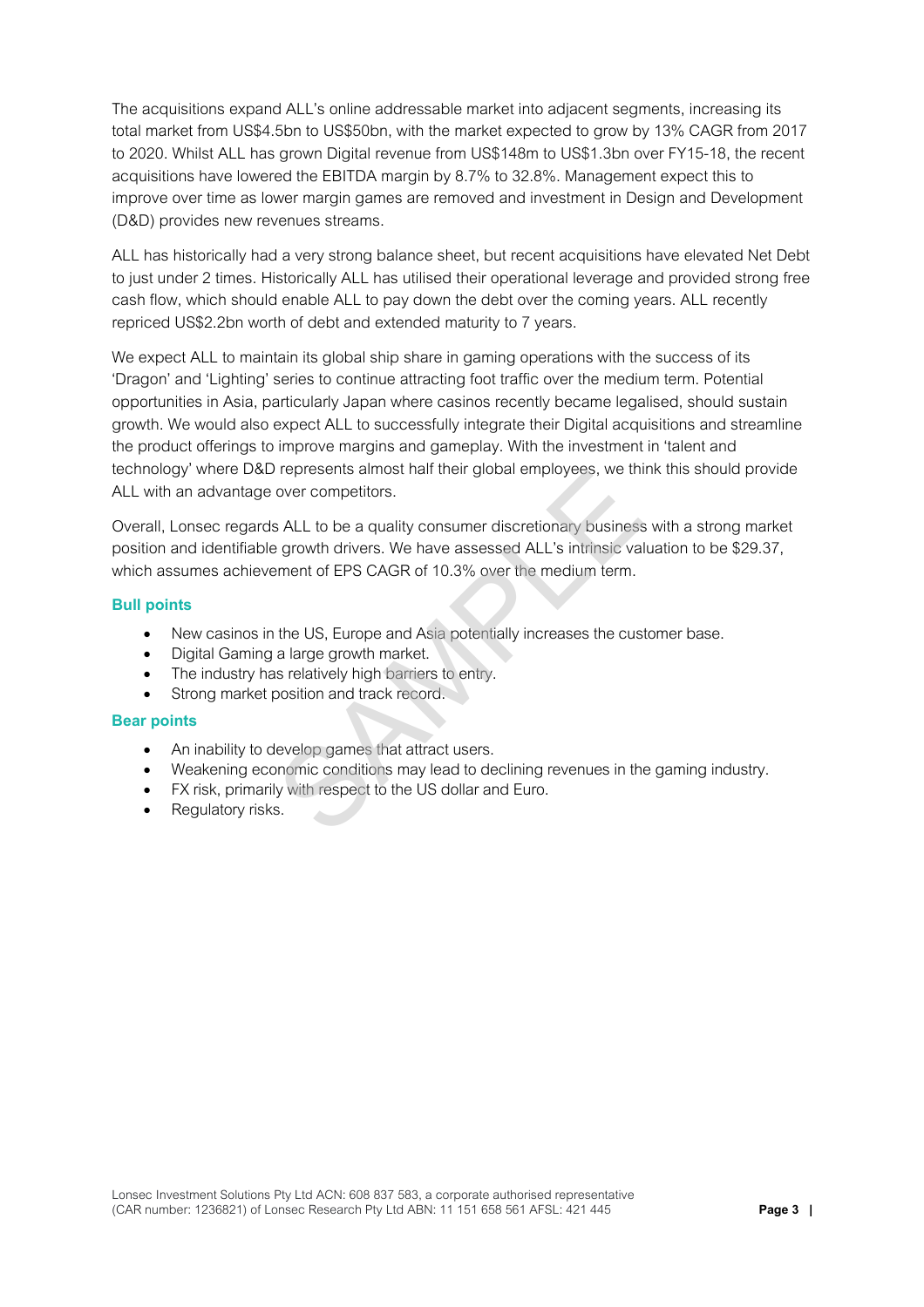The acquisitions expand ALL's online addressable market into adjacent segments, increasing its total market from US$4.5bn to US$50bn, with the market expected to grow by 13% CAGR from 2017 to 2020. Whilst ALL has grown Digital revenue from US$148m to US$1.3bn over FY15-18, the recent acquisitions have lowered the EBITDA margin by 8.7% to 32.8%. Management expect this to improve over time as lower margin games are removed and investment in Design and Development (D&D) provides new revenues streams.

ALL has historically had a very strong balance sheet, but recent acquisitions have elevated Net Debt to just under 2 times. Historically ALL has utilised their operational leverage and provided strong free cash flow, which should enable ALL to pay down the debt over the coming years. ALL recently repriced US$2.2bn worth of debt and extended maturity to 7 years.

We expect ALL to maintain its global ship share in gaming operations with the success of its 'Dragon' and 'Lighting' series to continue attracting foot traffic over the medium term. Potential opportunities in Asia, particularly Japan where casinos recently became legalised, should sustain growth. We would also expect ALL to successfully integrate their Digital acquisitions and streamline the product offerings to improve margins and gameplay. With the investment in 'talent and technology' where D&D represents almost half their global employees, we think this should provide ALL with an advantage over competitors.

Overall, Lonsec regards ALL to be a quality consumer discretionary business with a strong market position and identifiable growth drivers. We have assessed ALL's intrinsic valuation to be $29.37, which assumes achievement of EPS CAGR of 10.3% over the medium term.

### Bull points

- New casinos in the US, Europe and Asia potentially increases the customer base.
- Digital Gaming a large growth market.
- The industry has relatively high barriers to entry.
- Strong market position and track record.

### Bear points

- An inability to develop games that attract users.
- Weakening economic conditions may lead to declining revenues in the gaming industry.
- FX risk, primarily with respect to the US dollar and Euro.
- Regulatory risks.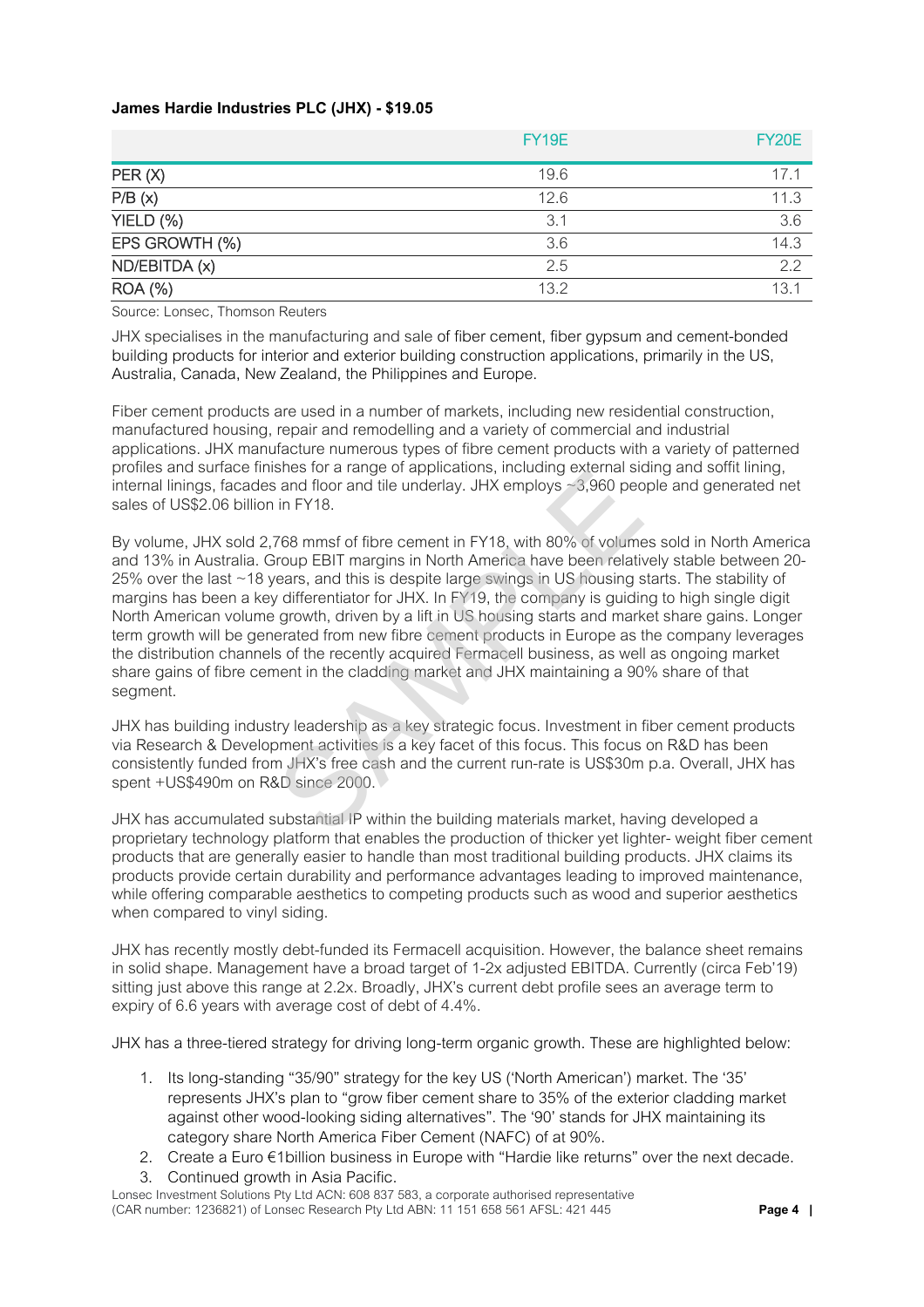**James Hardie Industries PLC (JHX) - $19.05**

| | FY19E | FY20E |
|---|---|---|
| PER (X) | 19.6 | 17.1 |
| P/B (x) | 12.6 | 11.3 |
| YIELD (%) | 3.1 | 3.6 |
| EPS GROWTH (%) | 3.6 | 14.3 |
| ND/EBITDA (x) | 2.5 | 2.2 |
| ROA (%) | 13.2 | 13.1 |

Source: Lonsec, Thomson Reuters

JHX specialises in the manufacturing and sale of fiber cement, fiber gypsum and cement-bonded building products for interior and exterior building construction applications, primarily in the US, Australia, Canada, New Zealand, the Philippines and Europe.

Fiber cement products are used in a number of markets, including new residential construction, manufactured housing, repair and remodelling and a variety of commercial and industrial applications. JHX manufacture numerous types of fibre cement products with a variety of patterned profiles and surface finishes for a range of applications, including external siding and soffit lining, internal linings, facades and floor and tile underlay. JHX employs ~3,960 people and generated net sales of US$2.06 billion in FY18.

By volume, JHX sold 2,768 mmsf of fibre cement in FY18, with 80% of volumes sold in North America and 13% in Australia. Group EBIT margins in North America have been relatively stable between 20-25% over the last ~18 years, and this is despite large swings in US housing starts. The stability of margins has been a key differentiator for JHX. In FY19, the company is guiding to high single digit North American volume growth, driven by a lift in US housing starts and market share gains. Longer term growth will be generated from new fibre cement products in Europe as the company leverages the distribution channels of the recently acquired Fermacell business, as well as ongoing market share gains of fibre cement in the cladding market and JHX maintaining a 90% share of that segment.

JHX has building industry leadership as a key strategic focus. Investment in fiber cement products via Research & Development activities is a key facet of this focus. This focus on R&D has been consistently funded from JHX's free cash and the current run-rate is US$30m p.a. Overall, JHX has spent +US$490m on R&D since 2000.

JHX has accumulated substantial IP within the building materials market, having developed a proprietary technology platform that enables the production of thicker yet lighter- weight fiber cement products that are generally easier to handle than most traditional building products. JHX claims its products provide certain durability and performance advantages leading to improved maintenance, while offering comparable aesthetics to competing products such as wood and superior aesthetics when compared to vinyl siding.

JHX has recently mostly debt-funded its Fermacell acquisition. However, the balance sheet remains in solid shape. Management have a broad target of 1-2x adjusted EBITDA. Currently (circa Feb'19) sitting just above this range at 2.2x. Broadly, JHX's current debt profile sees an average term to expiry of 6.6 years with average cost of debt of 4.4%.

JHX has a three-tiered strategy for driving long-term organic growth. These are highlighted below:

1. Its long-standing "35/90" strategy for the key US ('North American') market. The '35' represents JHX's plan to "grow fiber cement share to 35% of the exterior cladding market against other wood-looking siding alternatives". The '90' stands for JHX maintaining its category share North America Fiber Cement (NAFC) of at 90%.
2. Create a Euro €1billion business in Europe with "Hardie like returns" over the next decade.
3. Continued growth in Asia Pacific.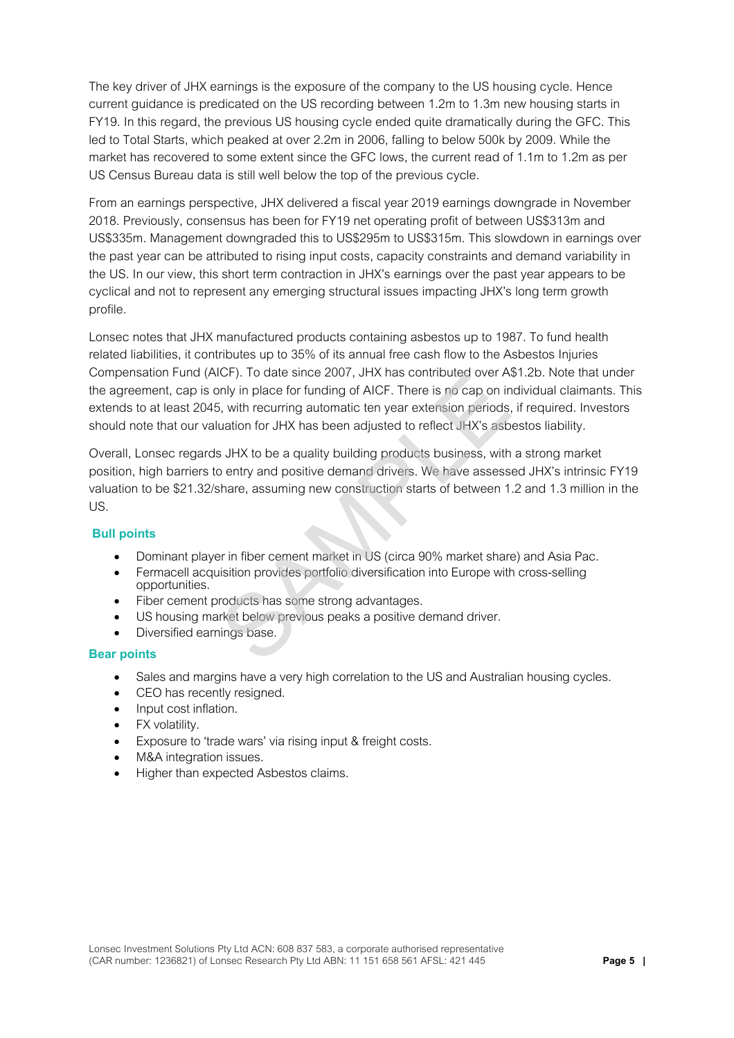The key driver of JHX earnings is the exposure of the company to the US housing cycle. Hence current guidance is predicated on the US recording between 1.2m to 1.3m new housing starts in FY19. In this regard, the previous US housing cycle ended quite dramatically during the GFC. This led to Total Starts, which peaked at over 2.2m in 2006, falling to below 500k by 2009. While the market has recovered to some extent since the GFC lows, the current read of 1.1m to 1.2m as per US Census Bureau data is still well below the top of the previous cycle.

From an earnings perspective, JHX delivered a fiscal year 2019 earnings downgrade in November 2018. Previously, consensus has been for FY19 net operating profit of between US$313m and US$335m. Management downgraded this to US$295m to US$315m. This slowdown in earnings over the past year can be attributed to rising input costs, capacity constraints and demand variability in the US. In our view, this short term contraction in JHX's earnings over the past year appears to be cyclical and not to represent any emerging structural issues impacting JHX's long term growth profile.

Lonsec notes that JHX manufactured products containing asbestos up to 1987. To fund health related liabilities, it contributes up to 35% of its annual free cash flow to the Asbestos Injuries Compensation Fund (AICF). To date since 2007, JHX has contributed over A$1.2b. Note that under the agreement, cap is only in place for funding of AICF. There is no cap on individual claimants. This extends to at least 2045, with recurring automatic ten year extension periods, if required. Investors should note that our valuation for JHX has been adjusted to reflect JHX's asbestos liability.

Overall, Lonsec regards JHX to be a quality building products business, with a strong market position, high barriers to entry and positive demand drivers. We have assessed JHX's intrinsic FY19 valuation to be $21.32/share, assuming new construction starts of between 1.2 and 1.3 million in the US.

### Bull points

- Dominant player in fiber cement market in US (circa 90% market share) and Asia Pac.
- Fermacell acquisition provides portfolio diversification into Europe with cross-selling opportunities.
- Fiber cement products has some strong advantages.
- US housing market below previous peaks a positive demand driver.
- Diversified earnings base.

### Bear points

- Sales and margins have a very high correlation to the US and Australian housing cycles.
- CEO has recently resigned.
- Input cost inflation.
- FX volatility.
- Exposure to 'trade wars' via rising input & freight costs.
- M&A integration issues.
- Higher than expected Asbestos claims.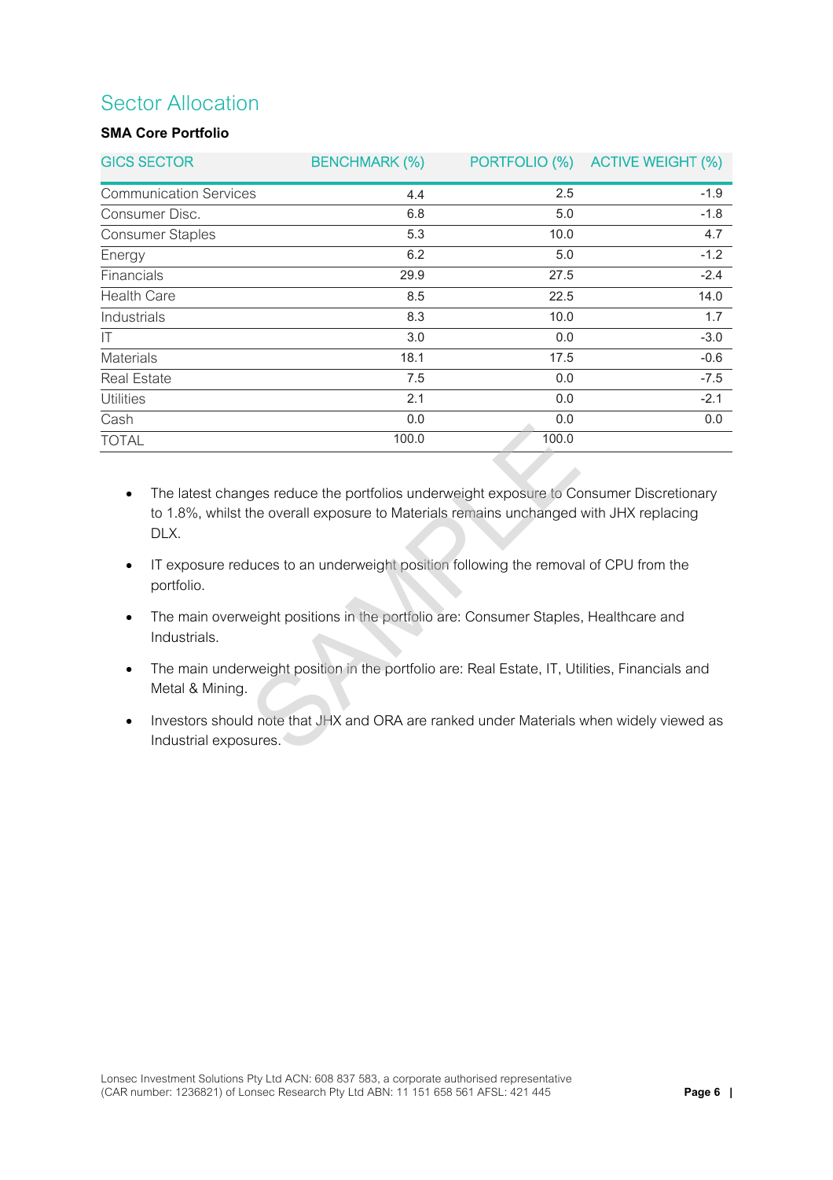## Sector Allocation

**SMA Core Portfolio**

| GICS SECTOR | BENCHMARK (%) | PORTFOLIO (%) | ACTIVE WEIGHT (%) |
|---|---|---|---|
| Communication Services | 4.4 | 2.5 | -1.9 |
| Consumer Disc. | 6.8 | 5.0 | -1.8 |
| Consumer Staples | 5.3 | 10.0 | 4.7 |
| Energy | 6.2 | 5.0 | -1.2 |
| Financials | 29.9 | 27.5 | -2.4 |
| Health Care | 8.5 | 22.5 | 14.0 |
| Industrials | 8.3 | 10.0 | 1.7 |
| IT | 3.0 | 0.0 | -3.0 |
| Materials | 18.1 | 17.5 | -0.6 |
| Real Estate | 7.5 | 0.0 | -7.5 |
| Utilities | 2.1 | 0.0 | -2.1 |
| Cash | 0.0 | 0.0 | 0.0 |
| TOTAL | 100.0 | 100.0 | |

- The latest changes reduce the portfolios underweight exposure to Consumer Discretionary to 1.8%, whilst the overall exposure to Materials remains unchanged with JHX replacing DLX.
- IT exposure reduces to an underweight position following the removal of CPU from the portfolio.
- The main overweight positions in the portfolio are: Consumer Staples, Healthcare and Industrials.
- The main underweight position in the portfolio are: Real Estate, IT, Utilities, Financials and Metal & Mining.
- Investors should note that JHX and ORA are ranked under Materials when widely viewed as Industrial exposures.

Lonsec Investment Solutions Pty Ltd ACN: 608 837 583, a corporate authorised representative (CAR number: 1236821) of Lonsec Research Pty Ltd ABN: 11 151 658 561 AFSL: 421 445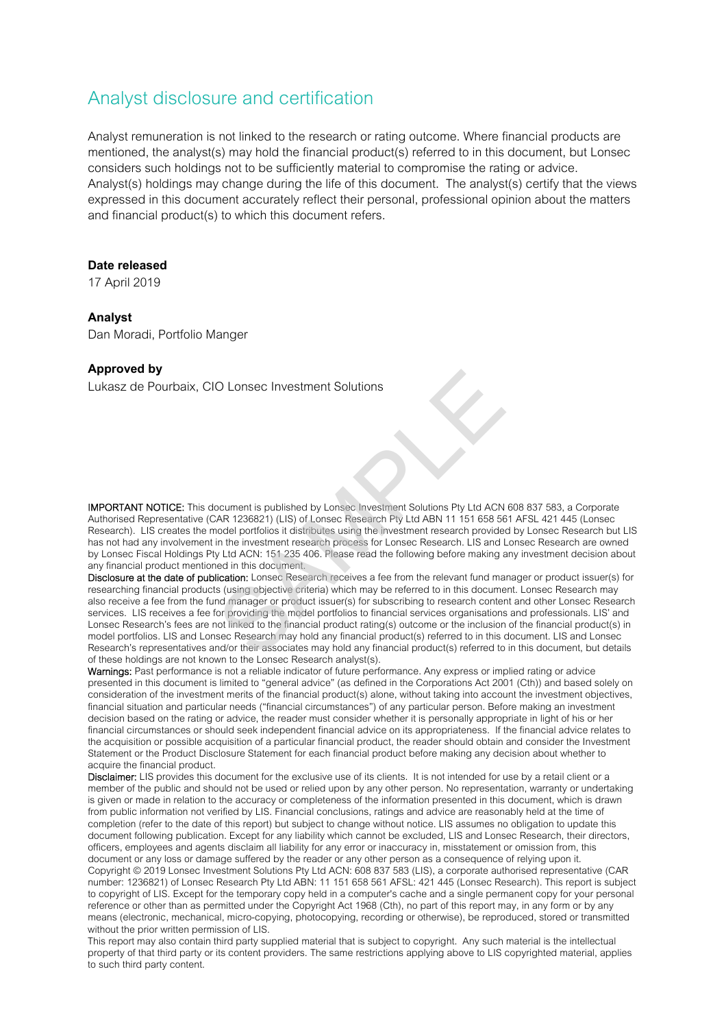## Analyst disclosure and certification

Analyst remuneration is not linked to the research or rating outcome. Where financial products are mentioned, the analyst(s) may hold the financial product(s) referred to in this document, but Lonsec considers such holdings not to be sufficiently material to compromise the rating or advice. Analyst(s) holdings may change during the life of this document. The analyst(s) certify that the views expressed in this document accurately reflect their personal, professional opinion about the matters and financial product(s) to which this document refers.

**Date released**

17 April 2019

**Analyst**

Dan Moradi, Portfolio Manger

**Approved by**

Lukasz de Pourbaix, CIO Lonsec Investment Solutions

IMPORTANT NOTICE: This document is published by Lonsec Investment Solutions Pty Ltd ACN 608 837 583, a Corporate Authorised Representative (CAR 1236821) (LIS) of Lonsec Research Pty Ltd ABN 11 151 658 561 AFSL 421 445 (Lonsec Research). LIS creates the model portfolios it distributes using the investment research provided by Lonsec Research but LIS has not had any involvement in the investment research process for Lonsec Research. LIS and Lonsec Research are owned by Lonsec Fiscal Holdings Pty Ltd ACN: 151 235 406. Please read the following before making any investment decision about any financial product mentioned in this document.

Disclosure at the date of publication: Lonsec Research receives a fee from the relevant fund manager or product issuer(s) for researching financial products (using objective criteria) which may be referred to in this document. Lonsec Research may also receive a fee from the fund manager or product issuer(s) for subscribing to research content and other Lonsec Research services. LIS receives a fee for providing the model portfolios to financial services organisations and professionals. LIS' and Lonsec Research's fees are not linked to the financial product rating(s) outcome or the inclusion of the financial product(s) in model portfolios. LIS and Lonsec Research may hold any financial product(s) referred to in this document. LIS and Lonsec Research's representatives and/or their associates may hold any financial product(s) referred to in this document, but details of these holdings are not known to the Lonsec Research analyst(s).

Warnings: Past performance is not a reliable indicator of future performance. Any express or implied rating or advice presented in this document is limited to "general advice" (as defined in the Corporations Act 2001 (Cth)) and based solely on consideration of the investment merits of the financial product(s) alone, without taking into account the investment objectives, financial situation and particular needs ("financial circumstances") of any particular person. Before making an investment decision based on the rating or advice, the reader must consider whether it is personally appropriate in light of his or her financial circumstances or should seek independent financial advice on its appropriateness. If the financial advice relates to the acquisition or possible acquisition of a particular financial product, the reader should obtain and consider the Investment Statement or the Product Disclosure Statement for each financial product before making any decision about whether to acquire the financial product.

Disclaimer: LIS provides this document for the exclusive use of its clients. It is not intended for use by a retail client or a member of the public and should not be used or relied upon by any other person. No representation, warranty or undertaking is given or made in relation to the accuracy or completeness of the information presented in this document, which is drawn from public information not verified by LIS. Financial conclusions, ratings and advice are reasonably held at the time of completion (refer to the date of this report) but subject to change without notice. LIS assumes no obligation to update this document following publication. Except for any liability which cannot be excluded, LIS and Lonsec Research, their directors, officers, employees and agents disclaim all liability for any error or inaccuracy in, misstatement or omission from, this document or any loss or damage suffered by the reader or any other person as a consequence of relying upon it.

Copyright © 2019 Lonsec Investment Solutions Pty Ltd ACN: 608 837 583 (LIS), a corporate authorised representative (CAR number: 1236821) of Lonsec Research Pty Ltd ABN: 11 151 658 561 AFSL: 421 445 (Lonsec Research). This report is subject to copyright of LIS. Except for the temporary copy held in a computer's cache and a single permanent copy for your personal reference or other than as permitted under the Copyright Act 1968 (Cth), no part of this report may, in any form or by any means (electronic, mechanical, micro-copying, photocopying, recording or otherwise), be reproduced, stored or transmitted without the prior written permission of LIS.

This report may also contain third party supplied material that is subject to copyright. Any such material is the intellectual property of that third party or its content providers. The same restrictions applying above to LIS copyrighted material, applies to such third party content.